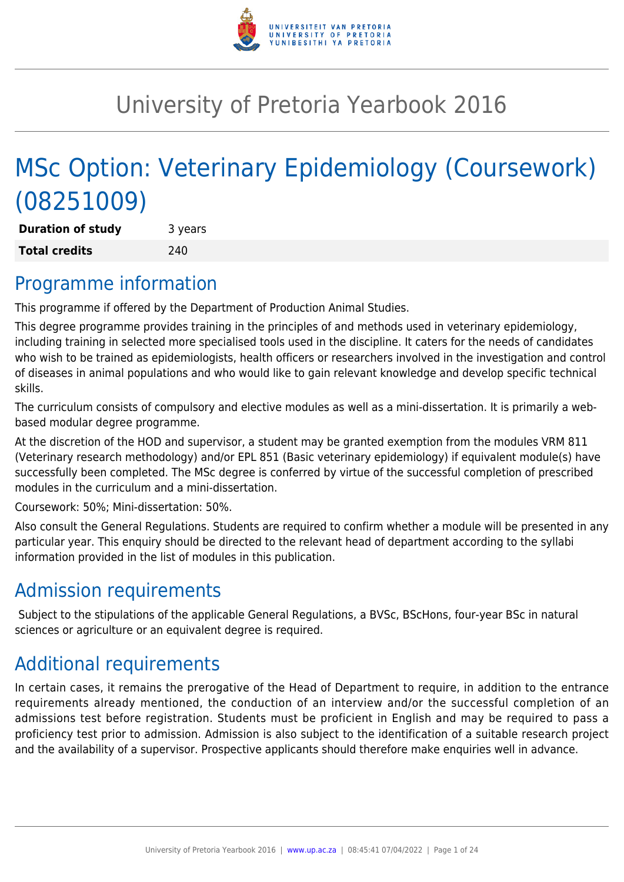# University of Pretoria Yearbook 2016

# MSc Option: Veterinary Epidemiology (Coursework) (08251009)

| **Duration of study** | 3 years |
| --- | --- |
| **Total credits** | 240 |

## Programme information

This programme if offered by the Department of Production Animal Studies.

This degree programme provides training in the principles of and methods used in veterinary epidemiology, including training in selected more specialised tools used in the discipline. It caters for the needs of candidates who wish to be trained as epidemiologists, health officers or researchers involved in the investigation and control of diseases in animal populations and who would like to gain relevant knowledge and develop specific technical skills.

The curriculum consists of compulsory and elective modules as well as a mini-dissertation. It is primarily a web-based modular degree programme.

At the discretion of the HOD and supervisor, a student may be granted exemption from the modules VRM 811 (Veterinary research methodology) and/or EPL 851 (Basic veterinary epidemiology) if equivalent module(s) have successfully been completed. The MSc degree is conferred by virtue of the successful completion of prescribed modules in the curriculum and a mini-dissertation.

Coursework: 50%; Mini-dissertation: 50%.

Also consult the General Regulations. Students are required to confirm whether a module will be presented in any particular year. This enquiry should be directed to the relevant head of department according to the syllabi information provided in the list of modules in this publication.

## Admission requirements

Subject to the stipulations of the applicable General Regulations, a BVSc, BScHons, four-year BSc in natural sciences or agriculture or an equivalent degree is required.

## Additional requirements

In certain cases, it remains the prerogative of the Head of Department to require, in addition to the entrance requirements already mentioned, the conduction of an interview and/or the successful completion of an admissions test before registration. Students must be proficient in English and may be required to pass a proficiency test prior to admission. Admission is also subject to the identification of a suitable research project and the availability of a supervisor. Prospective applicants should therefore make enquiries well in advance.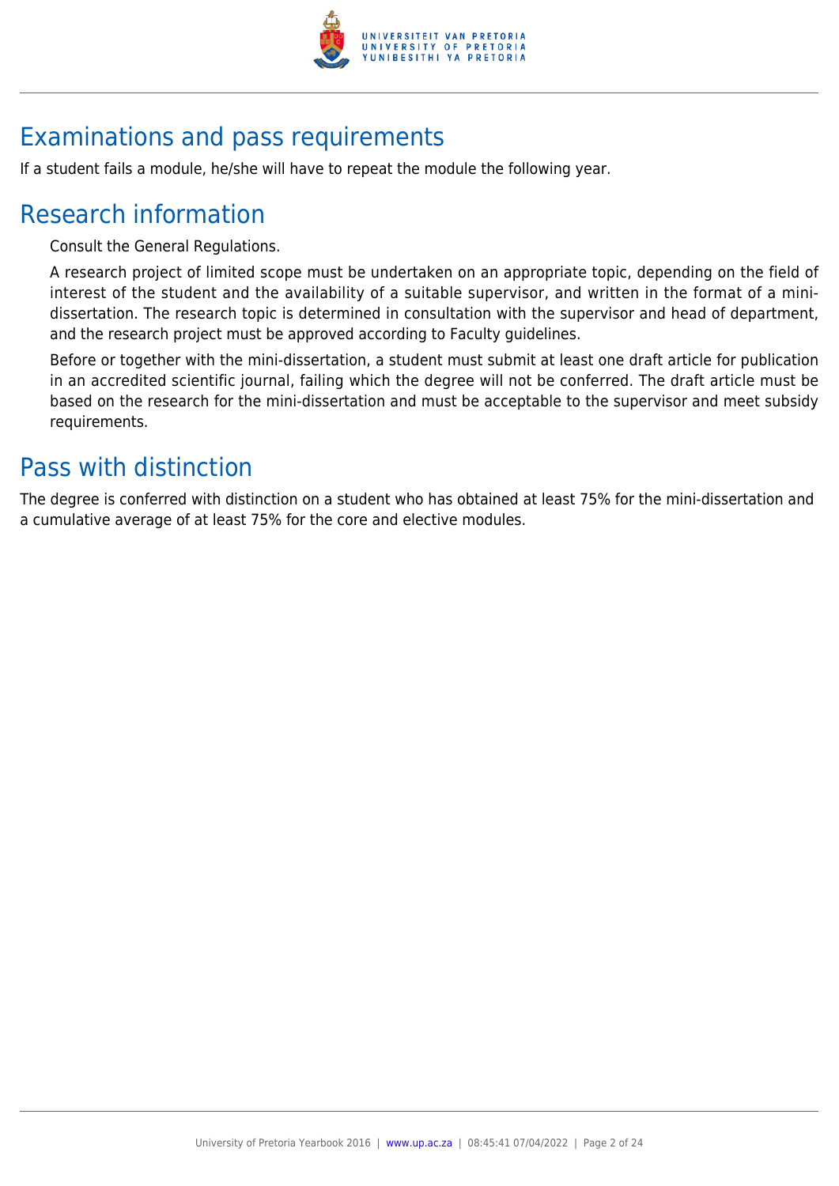## Examinations and pass requirements

If a student fails a module, he/she will have to repeat the module the following year.

## Research information

Consult the General Regulations.

A research project of limited scope must be undertaken on an appropriate topic, depending on the field of interest of the student and the availability of a suitable supervisor, and written in the format of a mini-dissertation. The research topic is determined in consultation with the supervisor and head of department, and the research project must be approved according to Faculty guidelines.

Before or together with the mini-dissertation, a student must submit at least one draft article for publication in an accredited scientific journal, failing which the degree will not be conferred. The draft article must be based on the research for the mini-dissertation and must be acceptable to the supervisor and meet subsidy requirements.

## Pass with distinction

The degree is conferred with distinction on a student who has obtained at least 75% for the mini-dissertation and a cumulative average of at least 75% for the core and elective modules.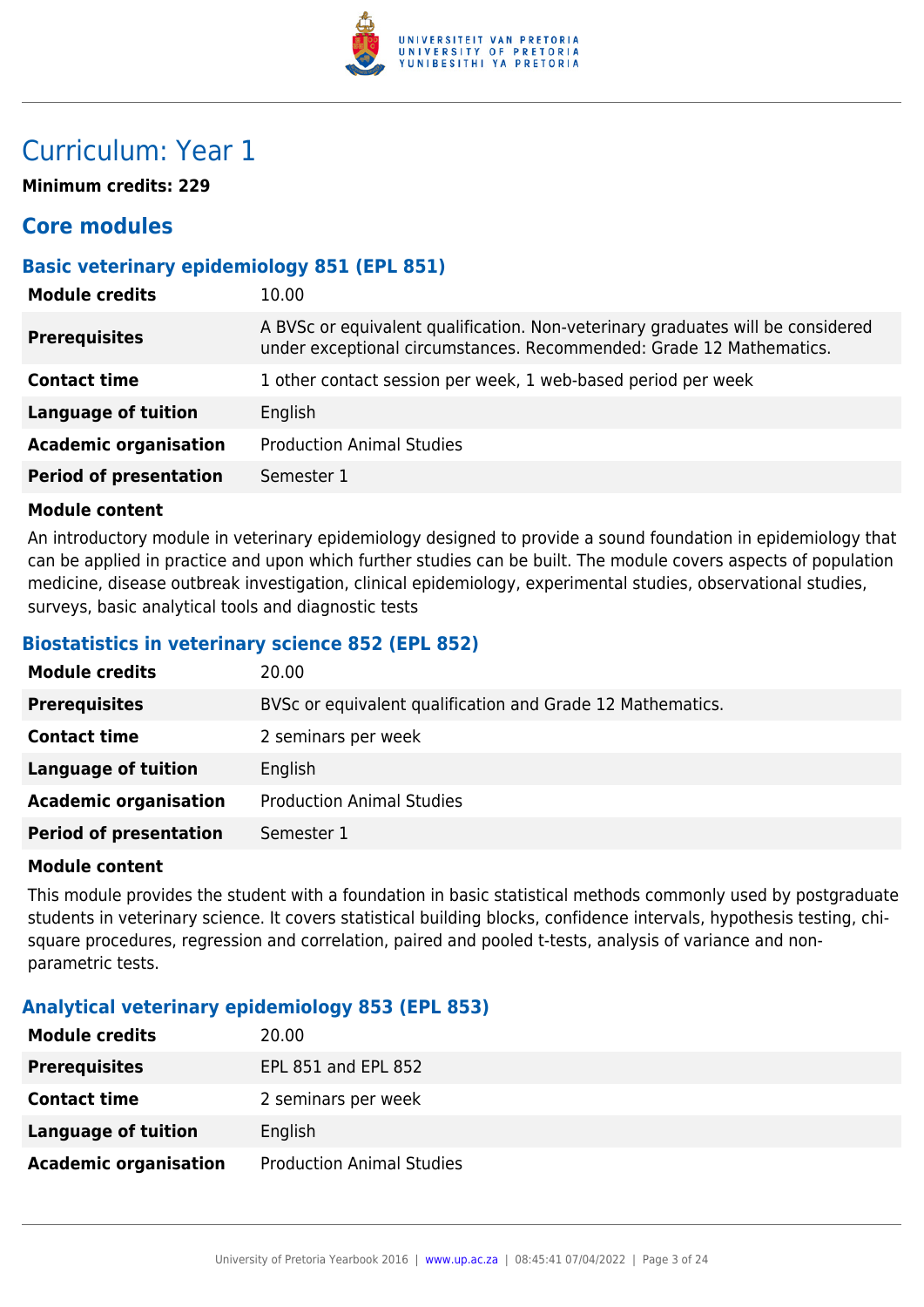# Curriculum: Year 1

**Minimum credits: 229**

## Core modules

### Basic veterinary epidemiology 851 (EPL 851)

| | |
|---|---|
| **Module credits** | 10.00 |
| **Prerequisites** | A BVSc or equivalent qualification. Non-veterinary graduates will be considered under exceptional circumstances. Recommended: Grade 12 Mathematics. |
| **Contact time** | 1 other contact session per week, 1 web-based period per week |
| **Language of tuition** | English |
| **Academic organisation** | Production Animal Studies |
| **Period of presentation** | Semester 1 |

**Module content**

An introductory module in veterinary epidemiology designed to provide a sound foundation in epidemiology that can be applied in practice and upon which further studies can be built. The module covers aspects of population medicine, disease outbreak investigation, clinical epidemiology, experimental studies, observational studies, surveys, basic analytical tools and diagnostic tests

### Biostatistics in veterinary science 852 (EPL 852)

| | |
|---|---|
| **Module credits** | 20.00 |
| **Prerequisites** | BVSc or equivalent qualification and Grade 12 Mathematics. |
| **Contact time** | 2 seminars per week |
| **Language of tuition** | English |
| **Academic organisation** | Production Animal Studies |
| **Period of presentation** | Semester 1 |

**Module content**

This module provides the student with a foundation in basic statistical methods commonly used by postgraduate students in veterinary science. It covers statistical building blocks, confidence intervals, hypothesis testing, chi-square procedures, regression and correlation, paired and pooled t-tests, analysis of variance and non-parametric tests.

### Analytical veterinary epidemiology 853 (EPL 853)

| | |
|---|---|
| **Module credits** | 20.00 |
| **Prerequisites** | EPL 851 and EPL 852 |
| **Contact time** | 2 seminars per week |
| **Language of tuition** | English |
| **Academic organisation** | Production Animal Studies |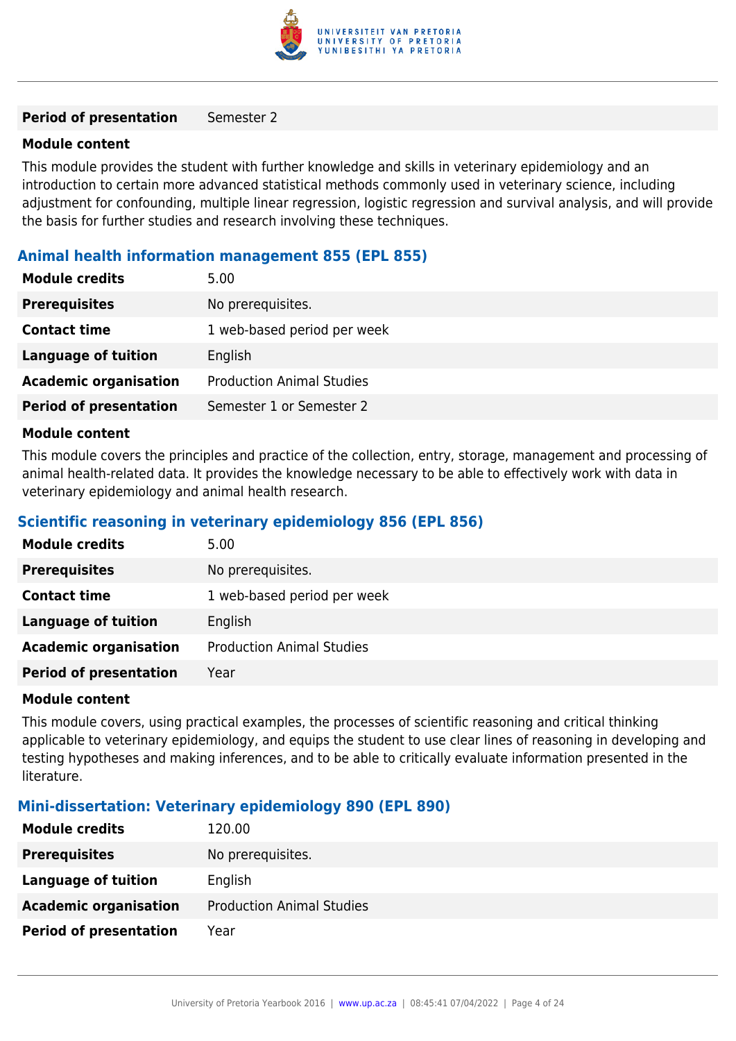| **Period of presentation** | Semester 2 |
| --- | --- |

**Module content**

This module provides the student with further knowledge and skills in veterinary epidemiology and an introduction to certain more advanced statistical methods commonly used in veterinary science, including adjustment for confounding, multiple linear regression, logistic regression and survival analysis, and will provide the basis for further studies and research involving these techniques.

### Animal health information management 855 (EPL 855)

| **Module credits** | 5.00 |
| --- | --- |
| **Prerequisites** | No prerequisites. |
| **Contact time** | 1 web-based period per week |
| **Language of tuition** | English |
| **Academic organisation** | Production Animal Studies |
| **Period of presentation** | Semester 1 or Semester 2 |

**Module content**

This module covers the principles and practice of the collection, entry, storage, management and processing of animal health-related data. It provides the knowledge necessary to be able to effectively work with data in veterinary epidemiology and animal health research.

### Scientific reasoning in veterinary epidemiology 856 (EPL 856)

| **Module credits** | 5.00 |
| --- | --- |
| **Prerequisites** | No prerequisites. |
| **Contact time** | 1 web-based period per week |
| **Language of tuition** | English |
| **Academic organisation** | Production Animal Studies |
| **Period of presentation** | Year |

**Module content**

This module covers, using practical examples, the processes of scientific reasoning and critical thinking applicable to veterinary epidemiology, and equips the student to use clear lines of reasoning in developing and testing hypotheses and making inferences, and to be able to critically evaluate information presented in the literature.

### Mini-dissertation: Veterinary epidemiology 890 (EPL 890)

| **Module credits** | 120.00 |
| --- | --- |
| **Prerequisites** | No prerequisites. |
| **Language of tuition** | English |
| **Academic organisation** | Production Animal Studies |
| **Period of presentation** | Year |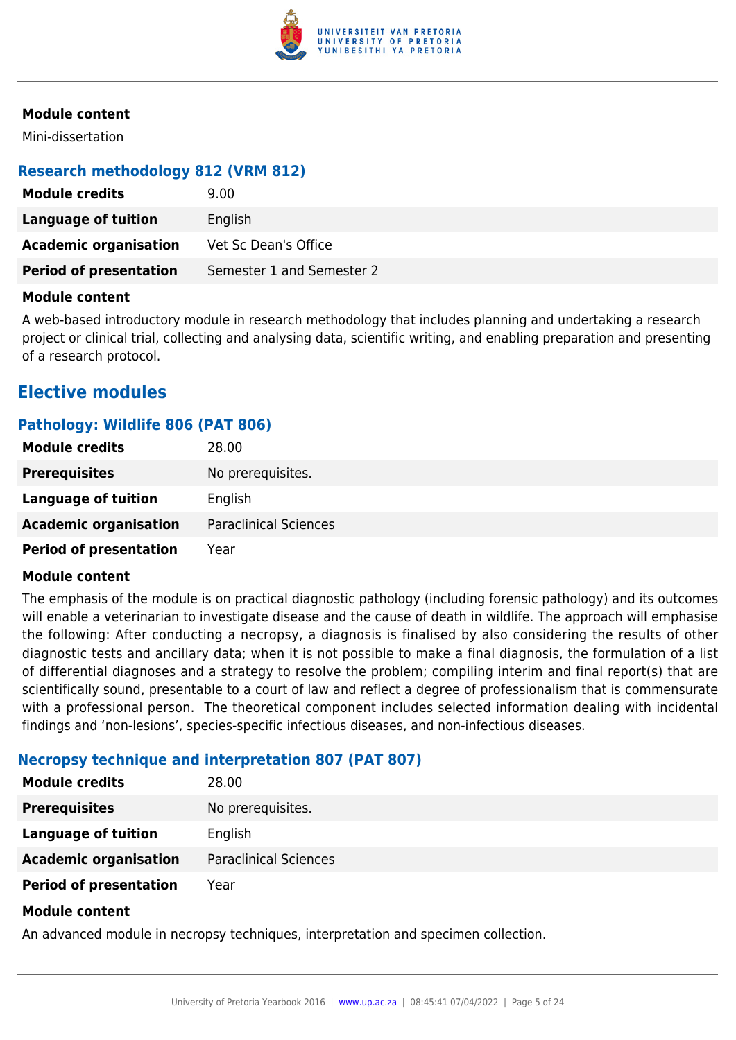**Module content**

Mini-dissertation

### Research methodology 812 (VRM 812)

| | |
|---|---|
| **Module credits** | 9.00 |
| **Language of tuition** | English |
| **Academic organisation** | Vet Sc Dean's Office |
| **Period of presentation** | Semester 1 and Semester 2 |

**Module content**

A web-based introductory module in research methodology that includes planning and undertaking a research project or clinical trial, collecting and analysing data, scientific writing, and enabling preparation and presenting of a research protocol.

## Elective modules

### Pathology: Wildlife 806 (PAT 806)

| | |
|---|---|
| **Module credits** | 28.00 |
| **Prerequisites** | No prerequisites. |
| **Language of tuition** | English |
| **Academic organisation** | Paraclinical Sciences |
| **Period of presentation** | Year |

**Module content**

The emphasis of the module is on practical diagnostic pathology (including forensic pathology) and its outcomes will enable a veterinarian to investigate disease and the cause of death in wildlife. The approach will emphasise the following: After conducting a necropsy, a diagnosis is finalised by also considering the results of other diagnostic tests and ancillary data; when it is not possible to make a final diagnosis, the formulation of a list of differential diagnoses and a strategy to resolve the problem; compiling interim and final report(s) that are scientifically sound, presentable to a court of law and reflect a degree of professionalism that is commensurate with a professional person. The theoretical component includes selected information dealing with incidental findings and 'non-lesions', species-specific infectious diseases, and non-infectious diseases.

### Necropsy technique and interpretation 807 (PAT 807)

| | |
|---|---|
| **Module credits** | 28.00 |
| **Prerequisites** | No prerequisites. |
| **Language of tuition** | English |
| **Academic organisation** | Paraclinical Sciences |
| **Period of presentation** | Year |

**Module content**

An advanced module in necropsy techniques, interpretation and specimen collection.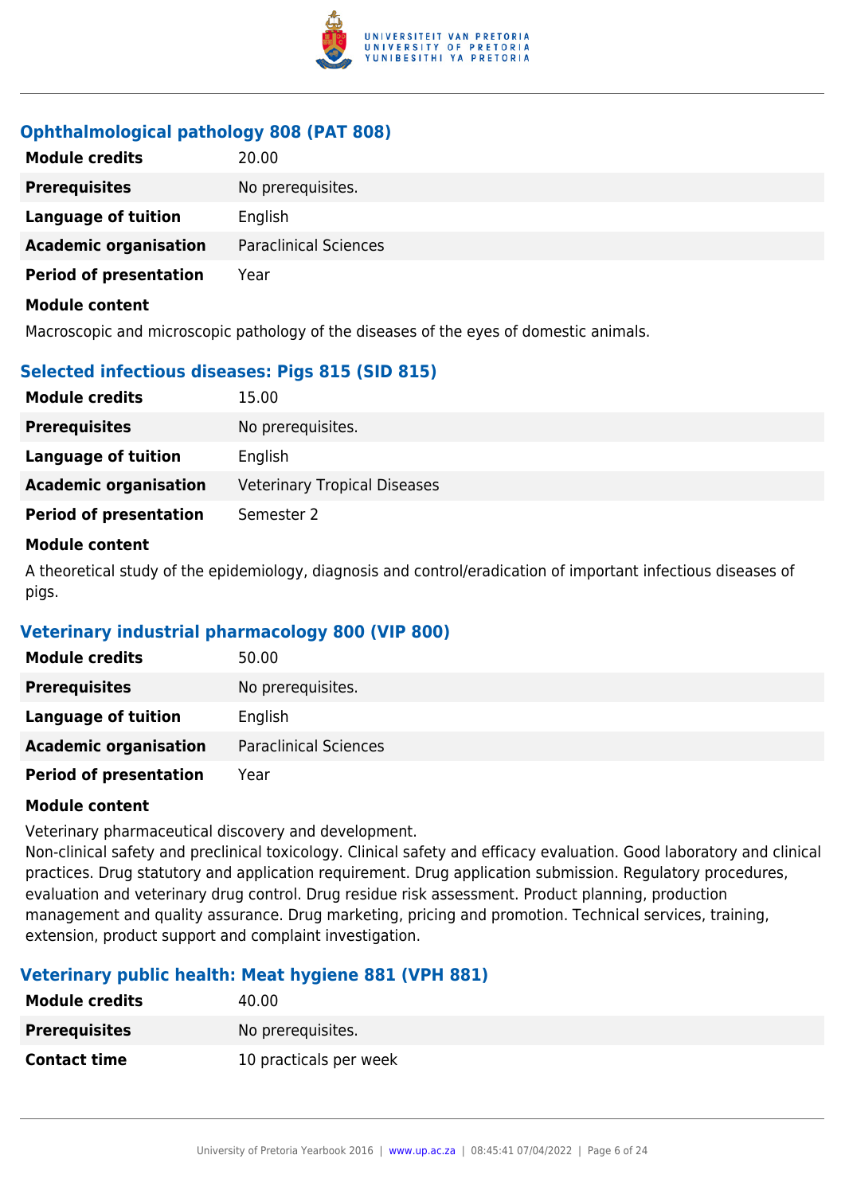### Ophthalmological pathology 808 (PAT 808)

| | |
|---|---|
| **Module credits** | 20.00 |
| **Prerequisites** | No prerequisites. |
| **Language of tuition** | English |
| **Academic organisation** | Paraclinical Sciences |
| **Period of presentation** | Year |

**Module content**

Macroscopic and microscopic pathology of the diseases of the eyes of domestic animals.

### Selected infectious diseases: Pigs 815 (SID 815)

| | |
|---|---|
| **Module credits** | 15.00 |
| **Prerequisites** | No prerequisites. |
| **Language of tuition** | English |
| **Academic organisation** | Veterinary Tropical Diseases |
| **Period of presentation** | Semester 2 |

**Module content**

A theoretical study of the epidemiology, diagnosis and control/eradication of important infectious diseases of pigs.

### Veterinary industrial pharmacology 800 (VIP 800)

| | |
|---|---|
| **Module credits** | 50.00 |
| **Prerequisites** | No prerequisites. |
| **Language of tuition** | English |
| **Academic organisation** | Paraclinical Sciences |
| **Period of presentation** | Year |

**Module content**

Veterinary pharmaceutical discovery and development.
Non-clinical safety and preclinical toxicology. Clinical safety and efficacy evaluation. Good laboratory and clinical practices. Drug statutory and application requirement. Drug application submission. Regulatory procedures, evaluation and veterinary drug control. Drug residue risk assessment. Product planning, production management and quality assurance. Drug marketing, pricing and promotion. Technical services, training, extension, product support and complaint investigation.

### Veterinary public health: Meat hygiene 881 (VPH 881)

| | |
|---|---|
| **Module credits** | 40.00 |
| **Prerequisites** | No prerequisites. |
| **Contact time** | 10 practicals per week |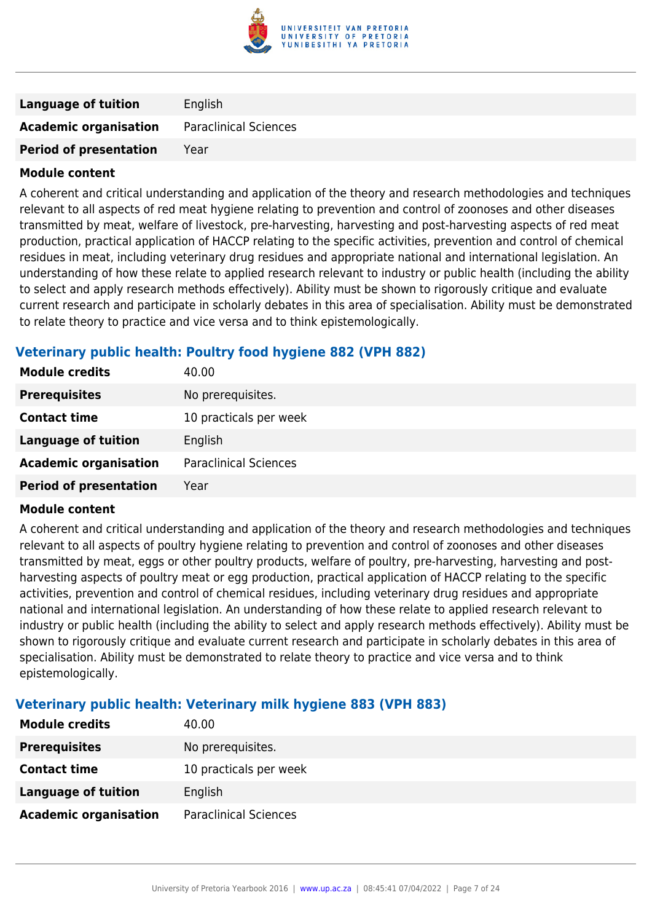| | |
|---|---|
| **Language of tuition** | English |
| **Academic organisation** | Paraclinical Sciences |
| **Period of presentation** | Year |

**Module content**

A coherent and critical understanding and application of the theory and research methodologies and techniques relevant to all aspects of red meat hygiene relating to prevention and control of zoonoses and other diseases transmitted by meat, welfare of livestock, pre-harvesting, harvesting and post-harvesting aspects of red meat production, practical application of HACCP relating to the specific activities, prevention and control of chemical residues in meat, including veterinary drug residues and appropriate national and international legislation. An understanding of how these relate to applied research relevant to industry or public health (including the ability to select and apply research methods effectively). Ability must be shown to rigorously critique and evaluate current research and participate in scholarly debates in this area of specialisation. Ability must be demonstrated to relate theory to practice and vice versa and to think epistemologically.

### Veterinary public health: Poultry food hygiene 882 (VPH 882)

| | |
|---|---|
| **Module credits** | 40.00 |
| **Prerequisites** | No prerequisites. |
| **Contact time** | 10 practicals per week |
| **Language of tuition** | English |
| **Academic organisation** | Paraclinical Sciences |
| **Period of presentation** | Year |

**Module content**

A coherent and critical understanding and application of the theory and research methodologies and techniques relevant to all aspects of poultry hygiene relating to prevention and control of zoonoses and other diseases transmitted by meat, eggs or other poultry products, welfare of poultry, pre-harvesting, harvesting and post-harvesting aspects of poultry meat or egg production, practical application of HACCP relating to the specific activities, prevention and control of chemical residues, including veterinary drug residues and appropriate national and international legislation. An understanding of how these relate to applied research relevant to industry or public health (including the ability to select and apply research methods effectively). Ability must be shown to rigorously critique and evaluate current research and participate in scholarly debates in this area of specialisation. Ability must be demonstrated to relate theory to practice and vice versa and to think epistemologically.

### Veterinary public health: Veterinary milk hygiene 883 (VPH 883)

| | |
|---|---|
| **Module credits** | 40.00 |
| **Prerequisites** | No prerequisites. |
| **Contact time** | 10 practicals per week |
| **Language of tuition** | English |
| **Academic organisation** | Paraclinical Sciences |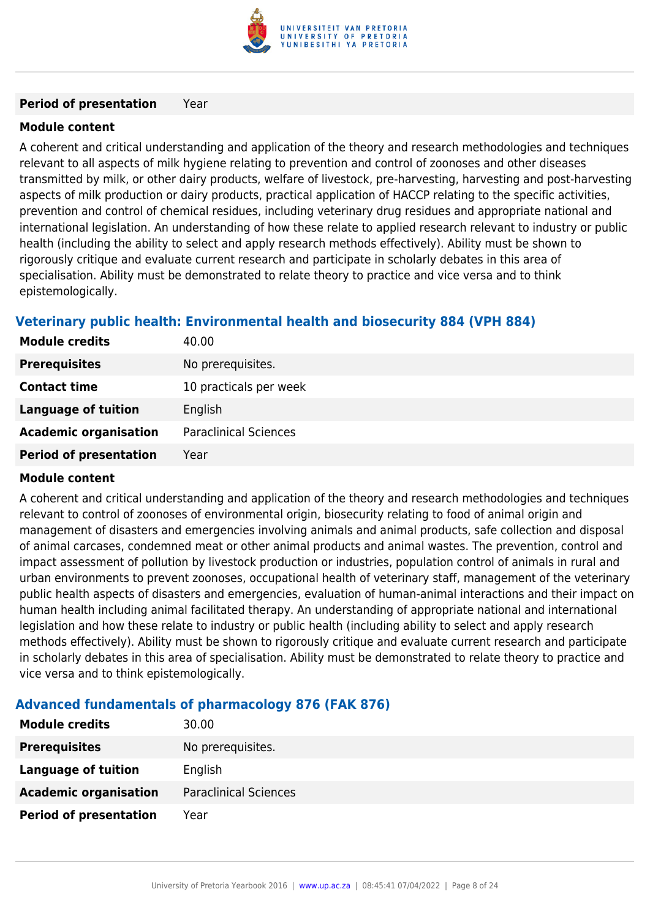| | |
|---|---|
| **Period of presentation** | Year |

**Module content**

A coherent and critical understanding and application of the theory and research methodologies and techniques relevant to all aspects of milk hygiene relating to prevention and control of zoonoses and other diseases transmitted by milk, or other dairy products, welfare of livestock, pre-harvesting, harvesting and post-harvesting aspects of milk production or dairy products, practical application of HACCP relating to the specific activities, prevention and control of chemical residues, including veterinary drug residues and appropriate national and international legislation. An understanding of how these relate to applied research relevant to industry or public health (including the ability to select and apply research methods effectively). Ability must be shown to rigorously critique and evaluate current research and participate in scholarly debates in this area of specialisation. Ability must be demonstrated to relate theory to practice and vice versa and to think epistemologically.

### Veterinary public health: Environmental health and biosecurity 884 (VPH 884)

| | |
|---|---|
| **Module credits** | 40.00 |
| **Prerequisites** | No prerequisites. |
| **Contact time** | 10 practicals per week |
| **Language of tuition** | English |
| **Academic organisation** | Paraclinical Sciences |
| **Period of presentation** | Year |

**Module content**

A coherent and critical understanding and application of the theory and research methodologies and techniques relevant to control of zoonoses of environmental origin, biosecurity relating to food of animal origin and management of disasters and emergencies involving animals and animal products, safe collection and disposal of animal carcases, condemned meat or other animal products and animal wastes. The prevention, control and impact assessment of pollution by livestock production or industries, population control of animals in rural and urban environments to prevent zoonoses, occupational health of veterinary staff, management of the veterinary public health aspects of disasters and emergencies, evaluation of human-animal interactions and their impact on human health including animal facilitated therapy. An understanding of appropriate national and international legislation and how these relate to industry or public health (including ability to select and apply research methods effectively). Ability must be shown to rigorously critique and evaluate current research and participate in scholarly debates in this area of specialisation. Ability must be demonstrated to relate theory to practice and vice versa and to think epistemologically.

### Advanced fundamentals of pharmacology 876 (FAK 876)

| | |
|---|---|
| **Module credits** | 30.00 |
| **Prerequisites** | No prerequisites. |
| **Language of tuition** | English |
| **Academic organisation** | Paraclinical Sciences |
| **Period of presentation** | Year |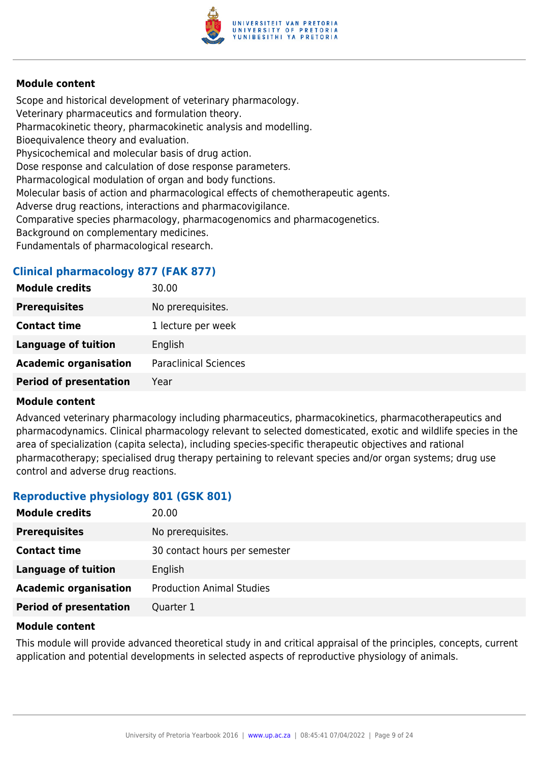**Module content**

Scope and historical development of veterinary pharmacology.
Veterinary pharmaceutics and formulation theory.
Pharmacokinetic theory, pharmacokinetic analysis and modelling.
Bioequivalence theory and evaluation.
Physicochemical and molecular basis of drug action.
Dose response and calculation of dose response parameters.
Pharmacological modulation of organ and body functions.
Molecular basis of action and pharmacological effects of chemotherapeutic agents.
Adverse drug reactions, interactions and pharmacovigilance.
Comparative species pharmacology, pharmacogenomics and pharmacogenetics.
Background on complementary medicines.
Fundamentals of pharmacological research.

### Clinical pharmacology 877 (FAK 877)

| | |
|---|---|
| **Module credits** | 30.00 |
| **Prerequisites** | No prerequisites. |
| **Contact time** | 1 lecture per week |
| **Language of tuition** | English |
| **Academic organisation** | Paraclinical Sciences |
| **Period of presentation** | Year |

**Module content**

Advanced veterinary pharmacology including pharmaceutics, pharmacokinetics, pharmacotherapeutics and pharmacodynamics. Clinical pharmacology relevant to selected domesticated, exotic and wildlife species in the area of specialization (capita selecta), including species-specific therapeutic objectives and rational pharmacotherapy; specialised drug therapy pertaining to relevant species and/or organ systems; drug use control and adverse drug reactions.

### Reproductive physiology 801 (GSK 801)

| | |
|---|---|
| **Module credits** | 20.00 |
| **Prerequisites** | No prerequisites. |
| **Contact time** | 30 contact hours per semester |
| **Language of tuition** | English |
| **Academic organisation** | Production Animal Studies |
| **Period of presentation** | Quarter 1 |

**Module content**

This module will provide advanced theoretical study in and critical appraisal of the principles, concepts, current application and potential developments in selected aspects of reproductive physiology of animals.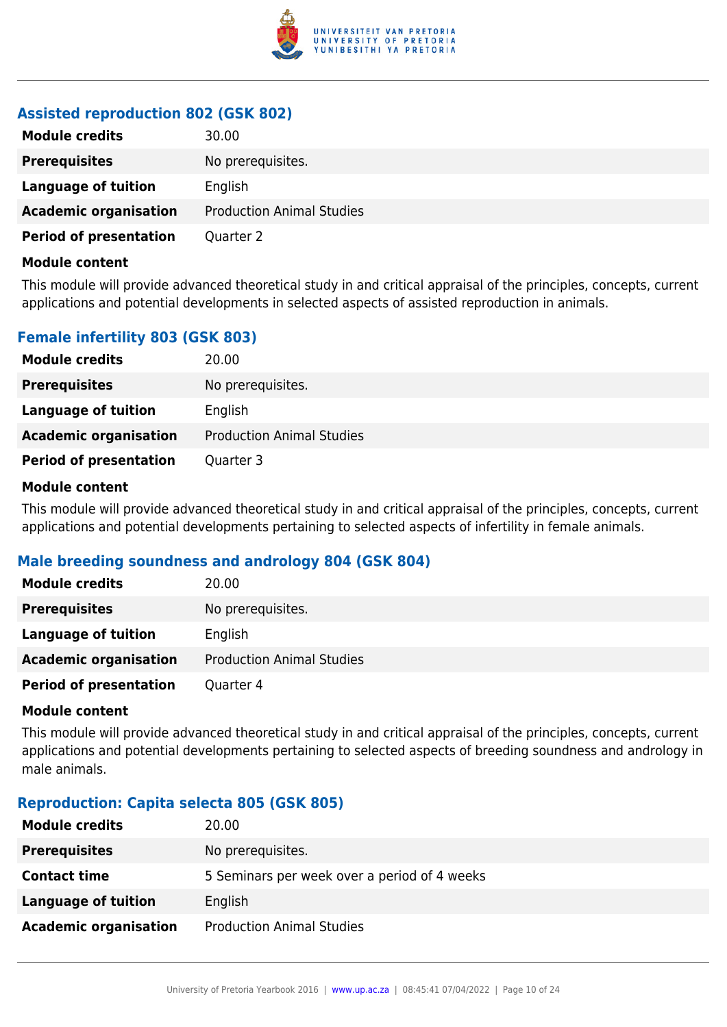### Assisted reproduction 802 (GSK 802)

| | |
|---|---|
| **Module credits** | 30.00 |
| **Prerequisites** | No prerequisites. |
| **Language of tuition** | English |
| **Academic organisation** | Production Animal Studies |
| **Period of presentation** | Quarter 2 |

**Module content**

This module will provide advanced theoretical study in and critical appraisal of the principles, concepts, current applications and potential developments in selected aspects of assisted reproduction in animals.

### Female infertility 803 (GSK 803)

| | |
|---|---|
| **Module credits** | 20.00 |
| **Prerequisites** | No prerequisites. |
| **Language of tuition** | English |
| **Academic organisation** | Production Animal Studies |
| **Period of presentation** | Quarter 3 |

**Module content**

This module will provide advanced theoretical study in and critical appraisal of the principles, concepts, current applications and potential developments pertaining to selected aspects of infertility in female animals.

### Male breeding soundness and andrology 804 (GSK 804)

| | |
|---|---|
| **Module credits** | 20.00 |
| **Prerequisites** | No prerequisites. |
| **Language of tuition** | English |
| **Academic organisation** | Production Animal Studies |
| **Period of presentation** | Quarter 4 |

**Module content**

This module will provide advanced theoretical study in and critical appraisal of the principles, concepts, current applications and potential developments pertaining to selected aspects of breeding soundness and andrology in male animals.

### Reproduction: Capita selecta 805 (GSK 805)

| | |
|---|---|
| **Module credits** | 20.00 |
| **Prerequisites** | No prerequisites. |
| **Contact time** | 5 Seminars per week over a period of 4 weeks |
| **Language of tuition** | English |
| **Academic organisation** | Production Animal Studies |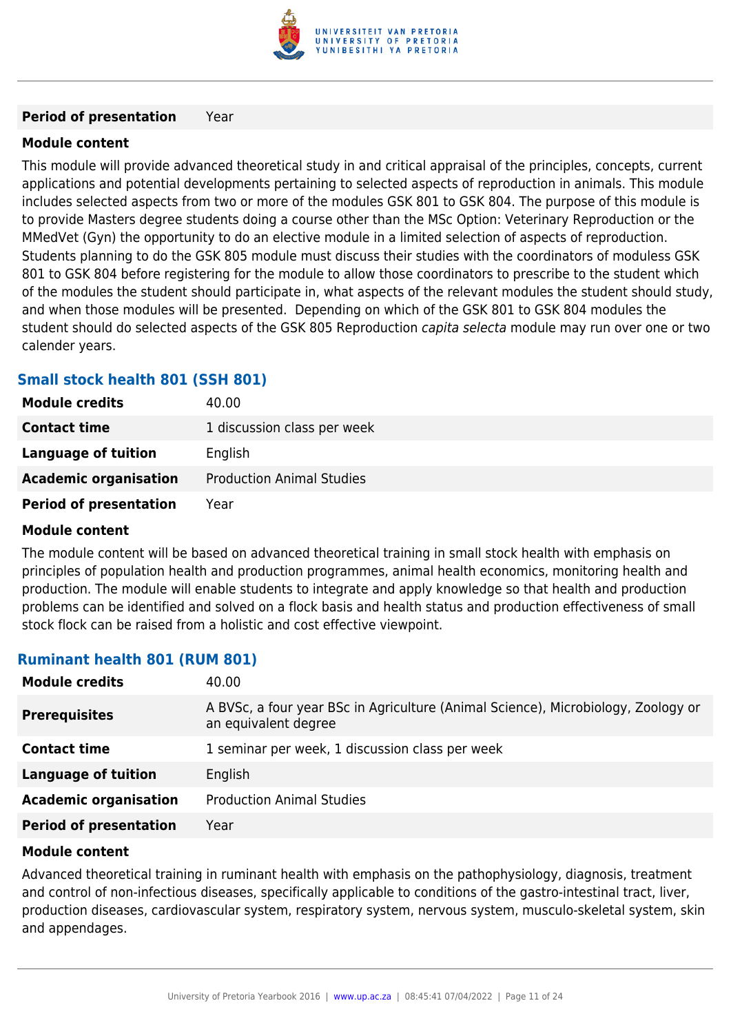| | |
|---|---|
| **Period of presentation** | Year |

**Module content**

This module will provide advanced theoretical study in and critical appraisal of the principles, concepts, current applications and potential developments pertaining to selected aspects of reproduction in animals. This module includes selected aspects from two or more of the modules GSK 801 to GSK 804. The purpose of this module is to provide Masters degree students doing a course other than the MSc Option: Veterinary Reproduction or the MMedVet (Gyn) the opportunity to do an elective module in a limited selection of aspects of reproduction. Students planning to do the GSK 805 module must discuss their studies with the coordinators of moduless GSK 801 to GSK 804 before registering for the module to allow those coordinators to prescribe to the student which of the modules the student should participate in, what aspects of the relevant modules the student should study, and when those modules will be presented. Depending on which of the GSK 801 to GSK 804 modules the student should do selected aspects of the GSK 805 Reproduction *capita selecta* module may run over one or two calender years.

### Small stock health 801 (SSH 801)

| | |
|---|---|
| **Module credits** | 40.00 |
| **Contact time** | 1 discussion class per week |
| **Language of tuition** | English |
| **Academic organisation** | Production Animal Studies |
| **Period of presentation** | Year |

**Module content**

The module content will be based on advanced theoretical training in small stock health with emphasis on principles of population health and production programmes, animal health economics, monitoring health and production. The module will enable students to integrate and apply knowledge so that health and production problems can be identified and solved on a flock basis and health status and production effectiveness of small stock flock can be raised from a holistic and cost effective viewpoint.

### Ruminant health 801 (RUM 801)

| | |
|---|---|
| **Module credits** | 40.00 |
| **Prerequisites** | A BVSc, a four year BSc in Agriculture (Animal Science), Microbiology, Zoology or an equivalent degree |
| **Contact time** | 1 seminar per week, 1 discussion class per week |
| **Language of tuition** | English |
| **Academic organisation** | Production Animal Studies |
| **Period of presentation** | Year |

**Module content**

Advanced theoretical training in ruminant health with emphasis on the pathophysiology, diagnosis, treatment and control of non-infectious diseases, specifically applicable to conditions of the gastro-intestinal tract, liver, production diseases, cardiovascular system, respiratory system, nervous system, musculo-skeletal system, skin and appendages.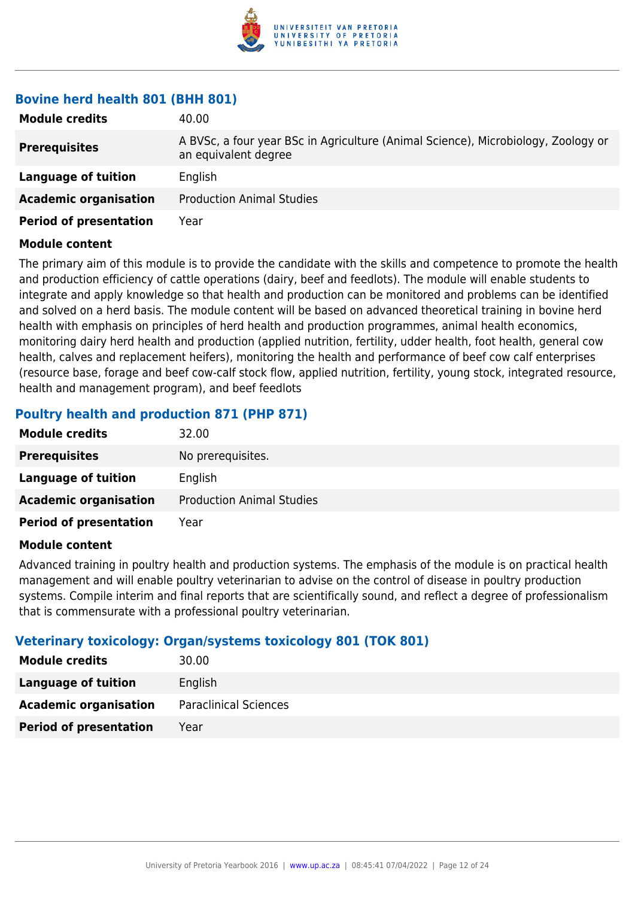### Bovine herd health 801 (BHH 801)

| | |
|---|---|
| **Module credits** | 40.00 |
| **Prerequisites** | A BVSc, a four year BSc in Agriculture (Animal Science), Microbiology, Zoology or an equivalent degree |
| **Language of tuition** | English |
| **Academic organisation** | Production Animal Studies |
| **Period of presentation** | Year |

**Module content**

The primary aim of this module is to provide the candidate with the skills and competence to promote the health and production efficiency of cattle operations (dairy, beef and feedlots). The module will enable students to integrate and apply knowledge so that health and production can be monitored and problems can be identified and solved on a herd basis. The module content will be based on advanced theoretical training in bovine herd health with emphasis on principles of herd health and production programmes, animal health economics, monitoring dairy herd health and production (applied nutrition, fertility, udder health, foot health, general cow health, calves and replacement heifers), monitoring the health and performance of beef cow calf enterprises (resource base, forage and beef cow-calf stock flow, applied nutrition, fertility, young stock, integrated resource, health and management program), and beef feedlots

### Poultry health and production 871 (PHP 871)

| | |
|---|---|
| **Module credits** | 32.00 |
| **Prerequisites** | No prerequisites. |
| **Language of tuition** | English |
| **Academic organisation** | Production Animal Studies |
| **Period of presentation** | Year |

**Module content**

Advanced training in poultry health and production systems. The emphasis of the module is on practical health management and will enable poultry veterinarian to advise on the control of disease in poultry production systems. Compile interim and final reports that are scientifically sound, and reflect a degree of professionalism that is commensurate with a professional poultry veterinarian.

### Veterinary toxicology: Organ/systems toxicology 801 (TOK 801)

| | |
|---|---|
| **Module credits** | 30.00 |
| **Language of tuition** | English |
| **Academic organisation** | Paraclinical Sciences |
| **Period of presentation** | Year |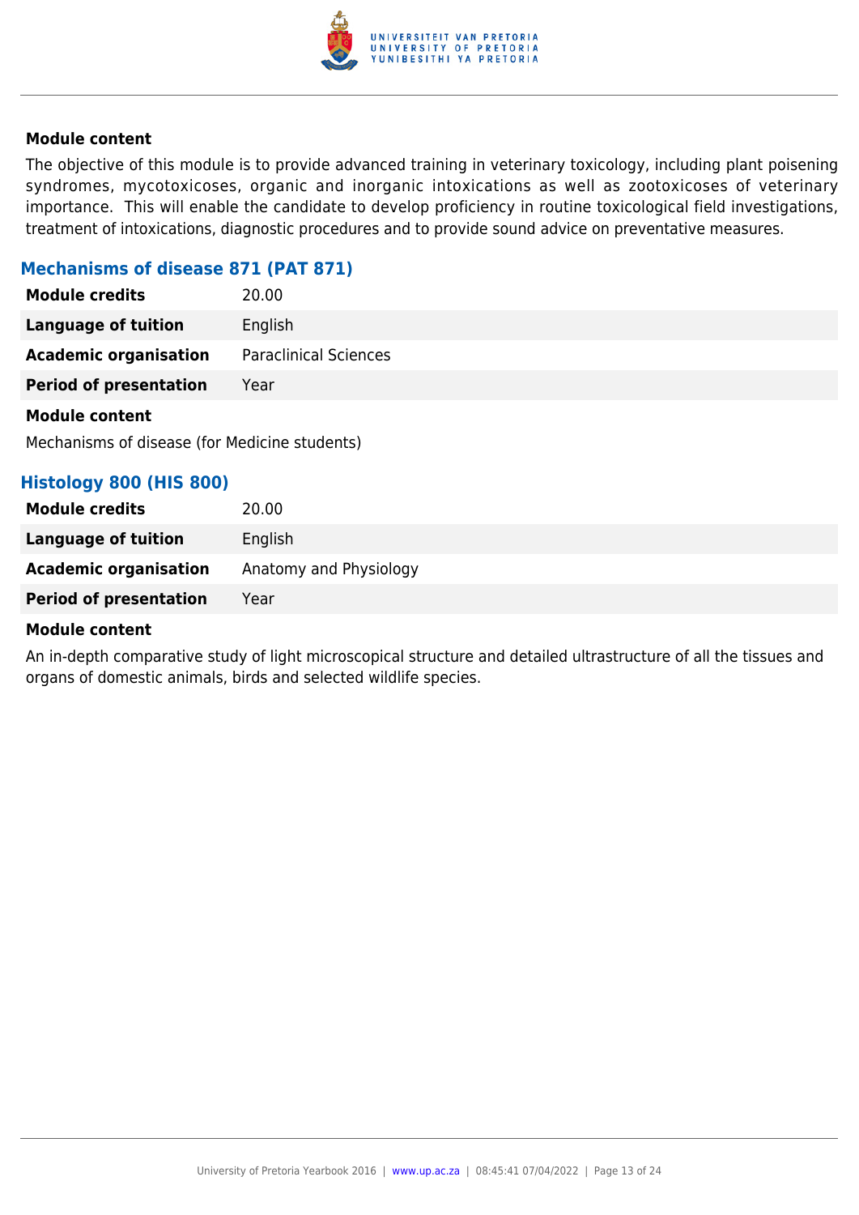**Module content**

The objective of this module is to provide advanced training in veterinary toxicology, including plant poisening syndromes, mycotoxicoses, organic and inorganic intoxications as well as zootoxicoses of veterinary importance. This will enable the candidate to develop proficiency in routine toxicological field investigations, treatment of intoxications, diagnostic procedures and to provide sound advice on preventative measures.

### Mechanisms of disease 871 (PAT 871)

| | |
|---|---|
| **Module credits** | 20.00 |
| **Language of tuition** | English |
| **Academic organisation** | Paraclinical Sciences |
| **Period of presentation** | Year |

**Module content**

Mechanisms of disease (for Medicine students)

### Histology 800 (HIS 800)

| | |
|---|---|
| **Module credits** | 20.00 |
| **Language of tuition** | English |
| **Academic organisation** | Anatomy and Physiology |
| **Period of presentation** | Year |

**Module content**

An in-depth comparative study of light microscopical structure and detailed ultrastructure of all the tissues and organs of domestic animals, birds and selected wildlife species.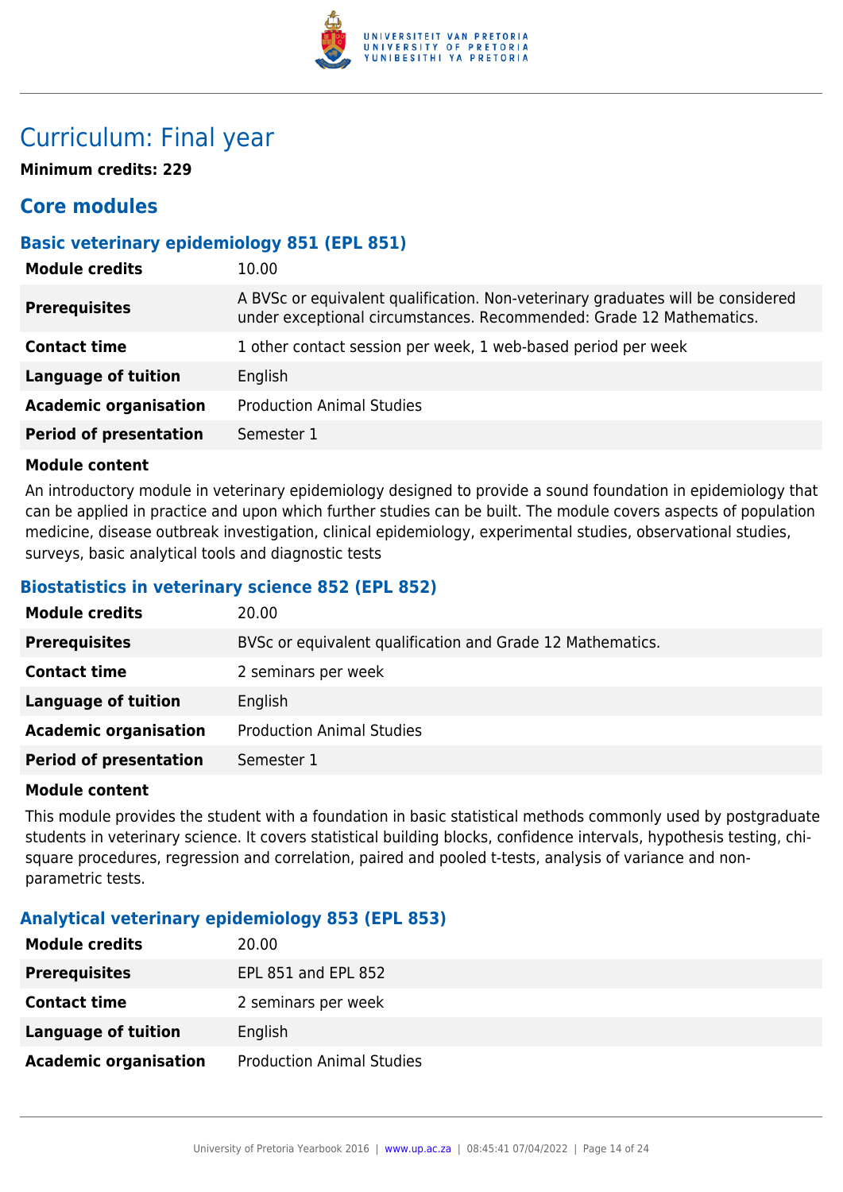# Curriculum: Final year

**Minimum credits: 229**

## Core modules

### Basic veterinary epidemiology 851 (EPL 851)

| | |
|---|---|
| **Module credits** | 10.00 |
| **Prerequisites** | A BVSc or equivalent qualification. Non-veterinary graduates will be considered under exceptional circumstances. Recommended: Grade 12 Mathematics. |
| **Contact time** | 1 other contact session per week, 1 web-based period per week |
| **Language of tuition** | English |
| **Academic organisation** | Production Animal Studies |
| **Period of presentation** | Semester 1 |

**Module content**

An introductory module in veterinary epidemiology designed to provide a sound foundation in epidemiology that can be applied in practice and upon which further studies can be built. The module covers aspects of population medicine, disease outbreak investigation, clinical epidemiology, experimental studies, observational studies, surveys, basic analytical tools and diagnostic tests

### Biostatistics in veterinary science 852 (EPL 852)

| | |
|---|---|
| **Module credits** | 20.00 |
| **Prerequisites** | BVSc or equivalent qualification and Grade 12 Mathematics. |
| **Contact time** | 2 seminars per week |
| **Language of tuition** | English |
| **Academic organisation** | Production Animal Studies |
| **Period of presentation** | Semester 1 |

**Module content**

This module provides the student with a foundation in basic statistical methods commonly used by postgraduate students in veterinary science. It covers statistical building blocks, confidence intervals, hypothesis testing, chi-square procedures, regression and correlation, paired and pooled t-tests, analysis of variance and non-parametric tests.

### Analytical veterinary epidemiology 853 (EPL 853)

| | |
|---|---|
| **Module credits** | 20.00 |
| **Prerequisites** | EPL 851 and EPL 852 |
| **Contact time** | 2 seminars per week |
| **Language of tuition** | English |
| **Academic organisation** | Production Animal Studies |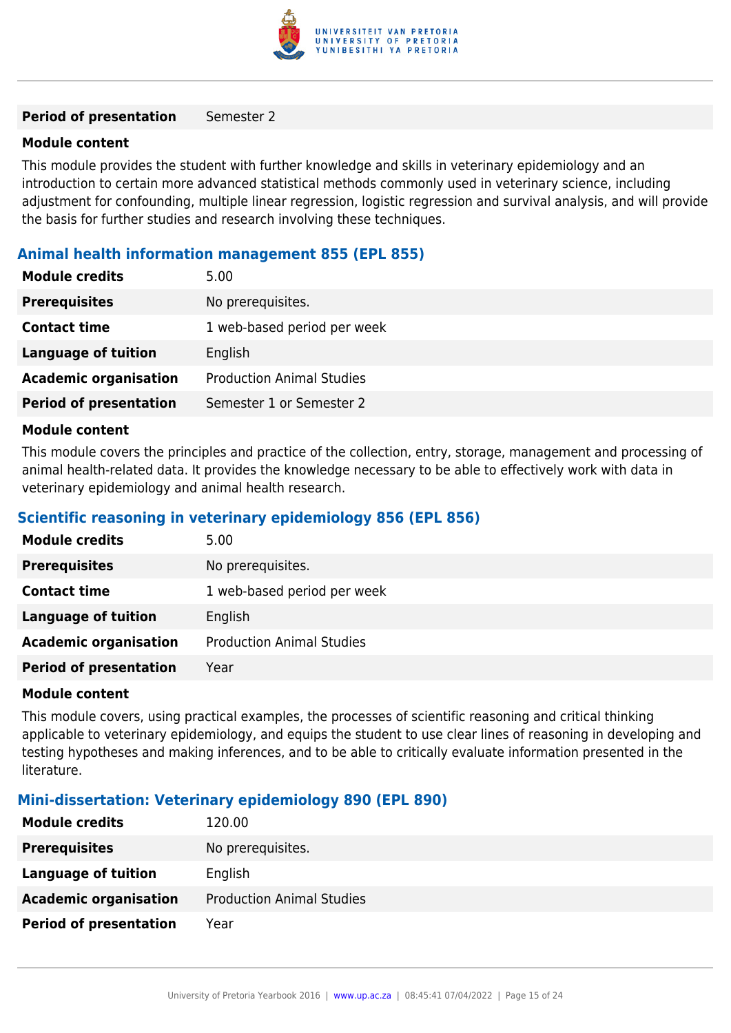| **Period of presentation** | Semester 2 |
|---|---|

**Module content**

This module provides the student with further knowledge and skills in veterinary epidemiology and an introduction to certain more advanced statistical methods commonly used in veterinary science, including adjustment for confounding, multiple linear regression, logistic regression and survival analysis, and will provide the basis for further studies and research involving these techniques.

### Animal health information management 855 (EPL 855)

| | |
|---|---|
| **Module credits** | 5.00 |
| **Prerequisites** | No prerequisites. |
| **Contact time** | 1 web-based period per week |
| **Language of tuition** | English |
| **Academic organisation** | Production Animal Studies |
| **Period of presentation** | Semester 1 or Semester 2 |

**Module content**

This module covers the principles and practice of the collection, entry, storage, management and processing of animal health-related data. It provides the knowledge necessary to be able to effectively work with data in veterinary epidemiology and animal health research.

### Scientific reasoning in veterinary epidemiology 856 (EPL 856)

| | |
|---|---|
| **Module credits** | 5.00 |
| **Prerequisites** | No prerequisites. |
| **Contact time** | 1 web-based period per week |
| **Language of tuition** | English |
| **Academic organisation** | Production Animal Studies |
| **Period of presentation** | Year |

**Module content**

This module covers, using practical examples, the processes of scientific reasoning and critical thinking applicable to veterinary epidemiology, and equips the student to use clear lines of reasoning in developing and testing hypotheses and making inferences, and to be able to critically evaluate information presented in the literature.

### Mini-dissertation: Veterinary epidemiology 890 (EPL 890)

| | |
|---|---|
| **Module credits** | 120.00 |
| **Prerequisites** | No prerequisites. |
| **Language of tuition** | English |
| **Academic organisation** | Production Animal Studies |
| **Period of presentation** | Year |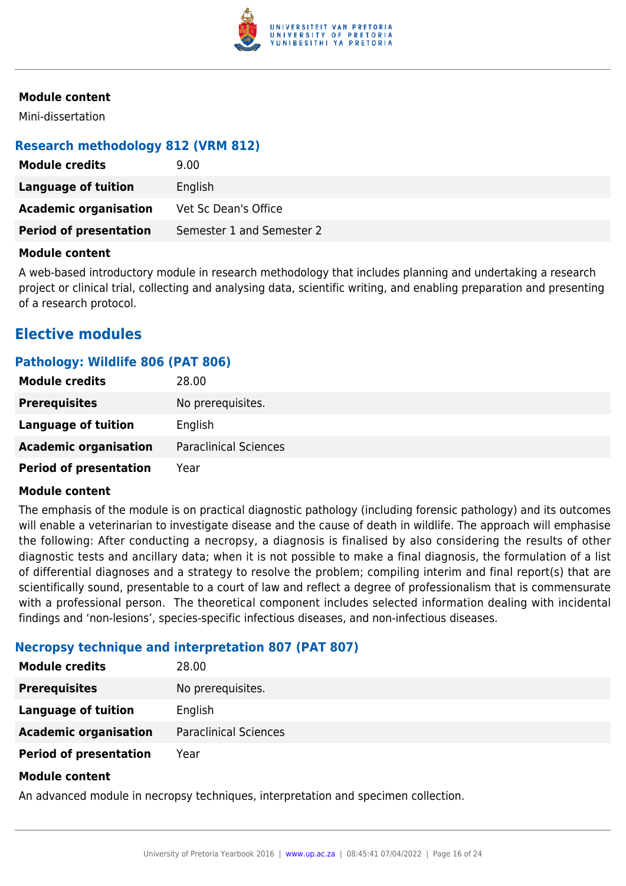#### Module content

Mini-dissertation

### Research methodology 812 (VRM 812)

| | |
|---|---|
| **Module credits** | 9.00 |
| **Language of tuition** | English |
| **Academic organisation** | Vet Sc Dean's Office |
| **Period of presentation** | Semester 1 and Semester 2 |

#### Module content

A web-based introductory module in research methodology that includes planning and undertaking a research project or clinical trial, collecting and analysing data, scientific writing, and enabling preparation and presenting of a research protocol.

## Elective modules

### Pathology: Wildlife 806 (PAT 806)

| | |
|---|---|
| **Module credits** | 28.00 |
| **Prerequisites** | No prerequisites. |
| **Language of tuition** | English |
| **Academic organisation** | Paraclinical Sciences |
| **Period of presentation** | Year |

#### Module content

The emphasis of the module is on practical diagnostic pathology (including forensic pathology) and its outcomes will enable a veterinarian to investigate disease and the cause of death in wildlife. The approach will emphasise the following: After conducting a necropsy, a diagnosis is finalised by also considering the results of other diagnostic tests and ancillary data; when it is not possible to make a final diagnosis, the formulation of a list of differential diagnoses and a strategy to resolve the problem; compiling interim and final report(s) that are scientifically sound, presentable to a court of law and reflect a degree of professionalism that is commensurate with a professional person. The theoretical component includes selected information dealing with incidental findings and 'non-lesions', species-specific infectious diseases, and non-infectious diseases.

### Necropsy technique and interpretation 807 (PAT 807)

| | |
|---|---|
| **Module credits** | 28.00 |
| **Prerequisites** | No prerequisites. |
| **Language of tuition** | English |
| **Academic organisation** | Paraclinical Sciences |
| **Period of presentation** | Year |

#### Module content

An advanced module in necropsy techniques, interpretation and specimen collection.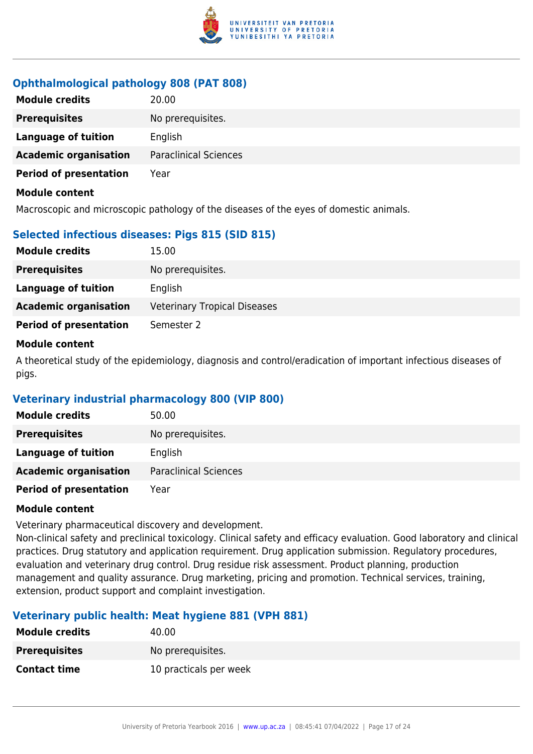### Ophthalmological pathology 808 (PAT 808)

| | |
|---|---|
| **Module credits** | 20.00 |
| **Prerequisites** | No prerequisites. |
| **Language of tuition** | English |
| **Academic organisation** | Paraclinical Sciences |
| **Period of presentation** | Year |

**Module content**

Macroscopic and microscopic pathology of the diseases of the eyes of domestic animals.

### Selected infectious diseases: Pigs 815 (SID 815)

| | |
|---|---|
| **Module credits** | 15.00 |
| **Prerequisites** | No prerequisites. |
| **Language of tuition** | English |
| **Academic organisation** | Veterinary Tropical Diseases |
| **Period of presentation** | Semester 2 |

**Module content**

A theoretical study of the epidemiology, diagnosis and control/eradication of important infectious diseases of pigs.

### Veterinary industrial pharmacology 800 (VIP 800)

| | |
|---|---|
| **Module credits** | 50.00 |
| **Prerequisites** | No prerequisites. |
| **Language of tuition** | English |
| **Academic organisation** | Paraclinical Sciences |
| **Period of presentation** | Year |

**Module content**

Veterinary pharmaceutical discovery and development.
Non-clinical safety and preclinical toxicology. Clinical safety and efficacy evaluation. Good laboratory and clinical practices. Drug statutory and application requirement. Drug application submission. Regulatory procedures, evaluation and veterinary drug control. Drug residue risk assessment. Product planning, production management and quality assurance. Drug marketing, pricing and promotion. Technical services, training, extension, product support and complaint investigation.

### Veterinary public health: Meat hygiene 881 (VPH 881)

| | |
|---|---|
| **Module credits** | 40.00 |
| **Prerequisites** | No prerequisites. |
| **Contact time** | 10 practicals per week |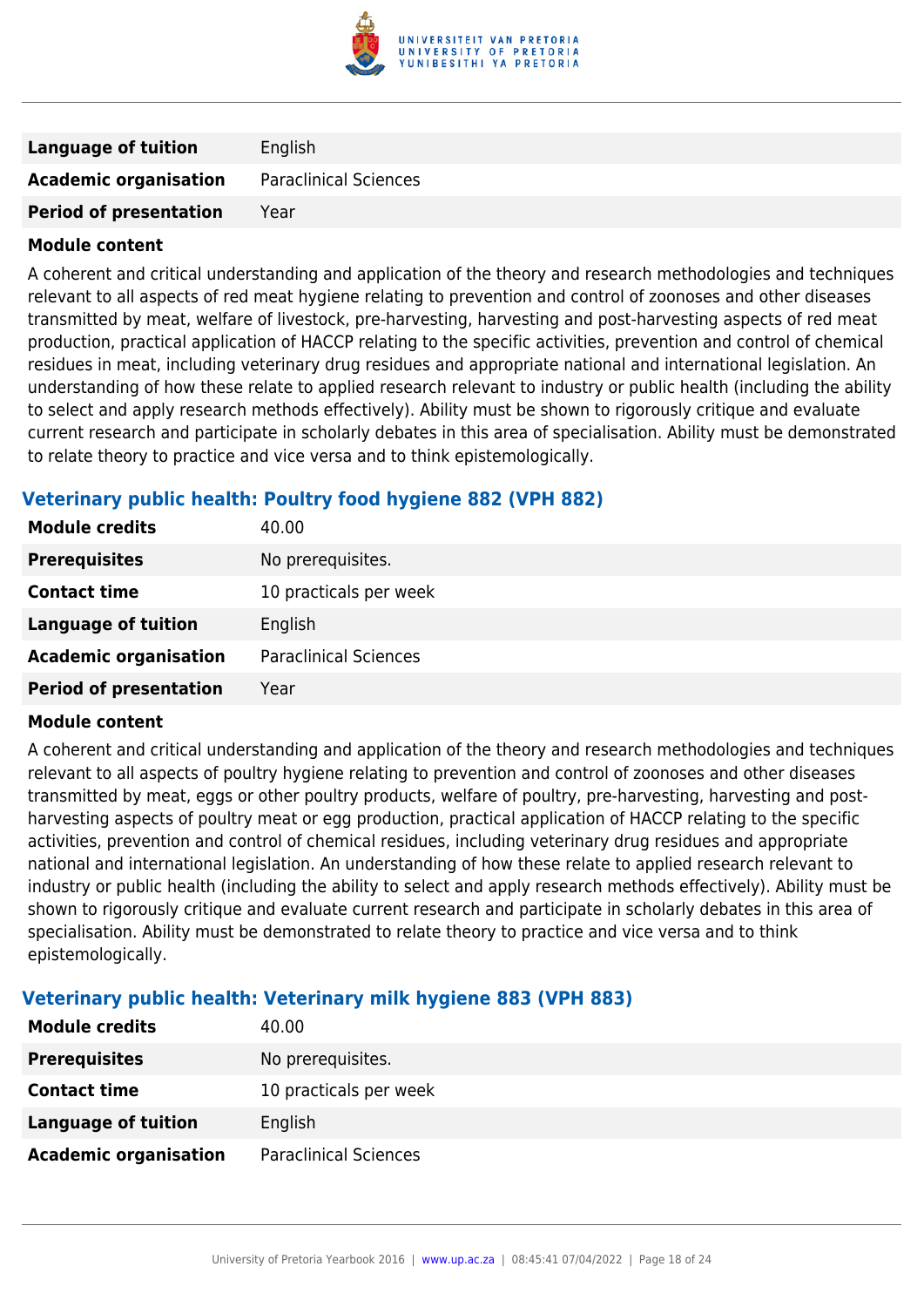| | |
|---|---|
| **Language of tuition** | English |
| **Academic organisation** | Paraclinical Sciences |
| **Period of presentation** | Year |

**Module content**

A coherent and critical understanding and application of the theory and research methodologies and techniques relevant to all aspects of red meat hygiene relating to prevention and control of zoonoses and other diseases transmitted by meat, welfare of livestock, pre-harvesting, harvesting and post-harvesting aspects of red meat production, practical application of HACCP relating to the specific activities, prevention and control of chemical residues in meat, including veterinary drug residues and appropriate national and international legislation. An understanding of how these relate to applied research relevant to industry or public health (including the ability to select and apply research methods effectively). Ability must be shown to rigorously critique and evaluate current research and participate in scholarly debates in this area of specialisation. Ability must be demonstrated to relate theory to practice and vice versa and to think epistemologically.

### Veterinary public health: Poultry food hygiene 882 (VPH 882)

| | |
|---|---|
| **Module credits** | 40.00 |
| **Prerequisites** | No prerequisites. |
| **Contact time** | 10 practicals per week |
| **Language of tuition** | English |
| **Academic organisation** | Paraclinical Sciences |
| **Period of presentation** | Year |

**Module content**

A coherent and critical understanding and application of the theory and research methodologies and techniques relevant to all aspects of poultry hygiene relating to prevention and control of zoonoses and other diseases transmitted by meat, eggs or other poultry products, welfare of poultry, pre-harvesting, harvesting and post-harvesting aspects of poultry meat or egg production, practical application of HACCP relating to the specific activities, prevention and control of chemical residues, including veterinary drug residues and appropriate national and international legislation. An understanding of how these relate to applied research relevant to industry or public health (including the ability to select and apply research methods effectively). Ability must be shown to rigorously critique and evaluate current research and participate in scholarly debates in this area of specialisation. Ability must be demonstrated to relate theory to practice and vice versa and to think epistemologically.

### Veterinary public health: Veterinary milk hygiene 883 (VPH 883)

| | |
|---|---|
| **Module credits** | 40.00 |
| **Prerequisites** | No prerequisites. |
| **Contact time** | 10 practicals per week |
| **Language of tuition** | English |
| **Academic organisation** | Paraclinical Sciences |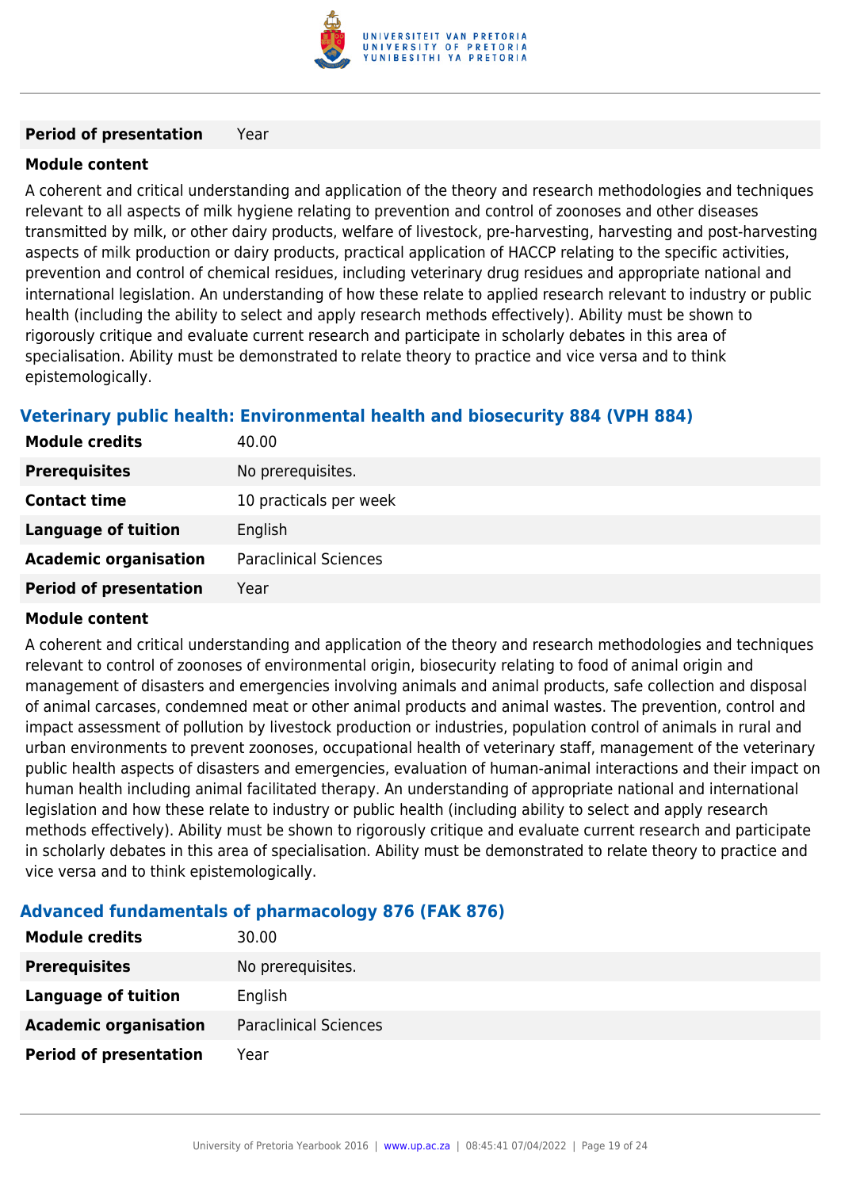| | |
|---|---|
| **Period of presentation** | Year |

**Module content**

A coherent and critical understanding and application of the theory and research methodologies and techniques relevant to all aspects of milk hygiene relating to prevention and control of zoonoses and other diseases transmitted by milk, or other dairy products, welfare of livestock, pre-harvesting, harvesting and post-harvesting aspects of milk production or dairy products, practical application of HACCP relating to the specific activities, prevention and control of chemical residues, including veterinary drug residues and appropriate national and international legislation. An understanding of how these relate to applied research relevant to industry or public health (including the ability to select and apply research methods effectively). Ability must be shown to rigorously critique and evaluate current research and participate in scholarly debates in this area of specialisation. Ability must be demonstrated to relate theory to practice and vice versa and to think epistemologically.

### Veterinary public health: Environmental health and biosecurity 884 (VPH 884)

| | |
|---|---|
| **Module credits** | 40.00 |
| **Prerequisites** | No prerequisites. |
| **Contact time** | 10 practicals per week |
| **Language of tuition** | English |
| **Academic organisation** | Paraclinical Sciences |
| **Period of presentation** | Year |

**Module content**

A coherent and critical understanding and application of the theory and research methodologies and techniques relevant to control of zoonoses of environmental origin, biosecurity relating to food of animal origin and management of disasters and emergencies involving animals and animal products, safe collection and disposal of animal carcases, condemned meat or other animal products and animal wastes. The prevention, control and impact assessment of pollution by livestock production or industries, population control of animals in rural and urban environments to prevent zoonoses, occupational health of veterinary staff, management of the veterinary public health aspects of disasters and emergencies, evaluation of human-animal interactions and their impact on human health including animal facilitated therapy. An understanding of appropriate national and international legislation and how these relate to industry or public health (including ability to select and apply research methods effectively). Ability must be shown to rigorously critique and evaluate current research and participate in scholarly debates in this area of specialisation. Ability must be demonstrated to relate theory to practice and vice versa and to think epistemologically.

### Advanced fundamentals of pharmacology 876 (FAK 876)

| | |
|---|---|
| **Module credits** | 30.00 |
| **Prerequisites** | No prerequisites. |
| **Language of tuition** | English |
| **Academic organisation** | Paraclinical Sciences |
| **Period of presentation** | Year |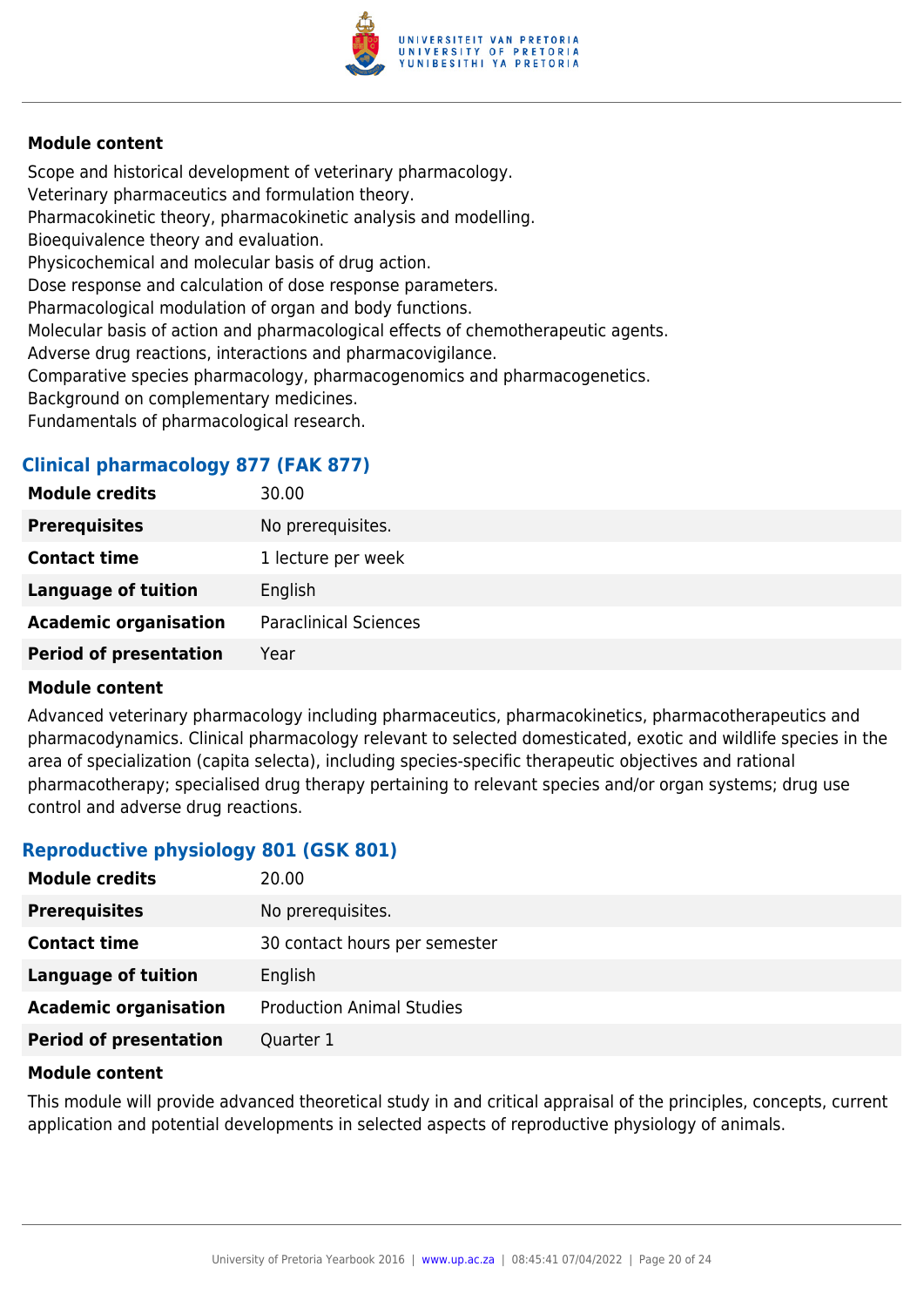#### Module content

Scope and historical development of veterinary pharmacology.
Veterinary pharmaceutics and formulation theory.
Pharmacokinetic theory, pharmacokinetic analysis and modelling.
Bioequivalence theory and evaluation.
Physicochemical and molecular basis of drug action.
Dose response and calculation of dose response parameters.
Pharmacological modulation of organ and body functions.
Molecular basis of action and pharmacological effects of chemotherapeutic agents.
Adverse drug reactions, interactions and pharmacovigilance.
Comparative species pharmacology, pharmacogenomics and pharmacogenetics.
Background on complementary medicines.
Fundamentals of pharmacological research.

### Clinical pharmacology 877 (FAK 877)

| | |
|---|---|
| **Module credits** | 30.00 |
| **Prerequisites** | No prerequisites. |
| **Contact time** | 1 lecture per week |
| **Language of tuition** | English |
| **Academic organisation** | Paraclinical Sciences |
| **Period of presentation** | Year |

#### Module content

Advanced veterinary pharmacology including pharmaceutics, pharmacokinetics, pharmacotherapeutics and pharmacodynamics. Clinical pharmacology relevant to selected domesticated, exotic and wildlife species in the area of specialization (capita selecta), including species-specific therapeutic objectives and rational pharmacotherapy; specialised drug therapy pertaining to relevant species and/or organ systems; drug use control and adverse drug reactions.

### Reproductive physiology 801 (GSK 801)

| | |
|---|---|
| **Module credits** | 20.00 |
| **Prerequisites** | No prerequisites. |
| **Contact time** | 30 contact hours per semester |
| **Language of tuition** | English |
| **Academic organisation** | Production Animal Studies |
| **Period of presentation** | Quarter 1 |

#### Module content

This module will provide advanced theoretical study in and critical appraisal of the principles, concepts, current application and potential developments in selected aspects of reproductive physiology of animals.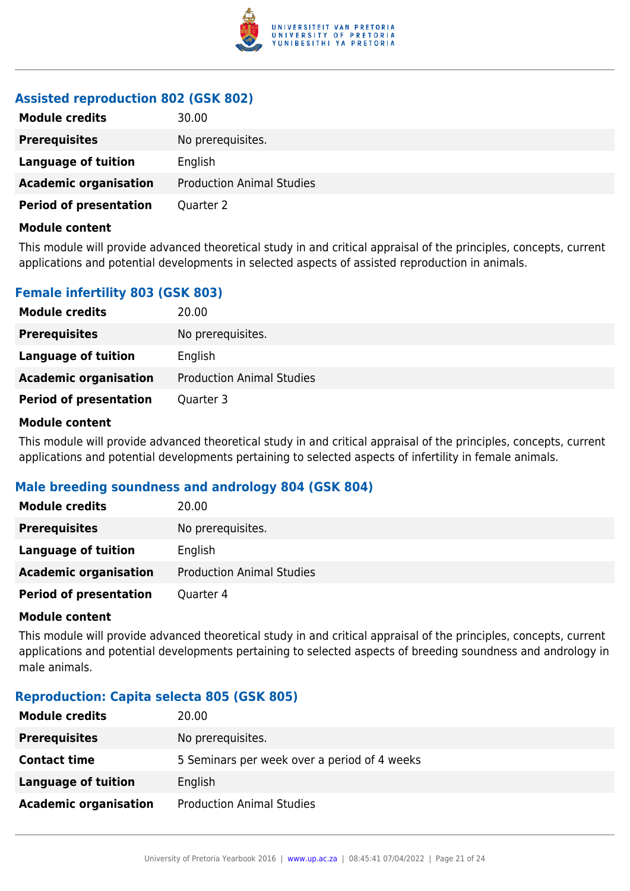### Assisted reproduction 802 (GSK 802)

| | |
|---|---|
| **Module credits** | 30.00 |
| **Prerequisites** | No prerequisites. |
| **Language of tuition** | English |
| **Academic organisation** | Production Animal Studies |
| **Period of presentation** | Quarter 2 |

**Module content**

This module will provide advanced theoretical study in and critical appraisal of the principles, concepts, current applications and potential developments in selected aspects of assisted reproduction in animals.

### Female infertility 803 (GSK 803)

| | |
|---|---|
| **Module credits** | 20.00 |
| **Prerequisites** | No prerequisites. |
| **Language of tuition** | English |
| **Academic organisation** | Production Animal Studies |
| **Period of presentation** | Quarter 3 |

**Module content**

This module will provide advanced theoretical study in and critical appraisal of the principles, concepts, current applications and potential developments pertaining to selected aspects of infertility in female animals.

### Male breeding soundness and andrology 804 (GSK 804)

| | |
|---|---|
| **Module credits** | 20.00 |
| **Prerequisites** | No prerequisites. |
| **Language of tuition** | English |
| **Academic organisation** | Production Animal Studies |
| **Period of presentation** | Quarter 4 |

**Module content**

This module will provide advanced theoretical study in and critical appraisal of the principles, concepts, current applications and potential developments pertaining to selected aspects of breeding soundness and andrology in male animals.

### Reproduction: Capita selecta 805 (GSK 805)

| | |
|---|---|
| **Module credits** | 20.00 |
| **Prerequisites** | No prerequisites. |
| **Contact time** | 5 Seminars per week over a period of 4 weeks |
| **Language of tuition** | English |
| **Academic organisation** | Production Animal Studies |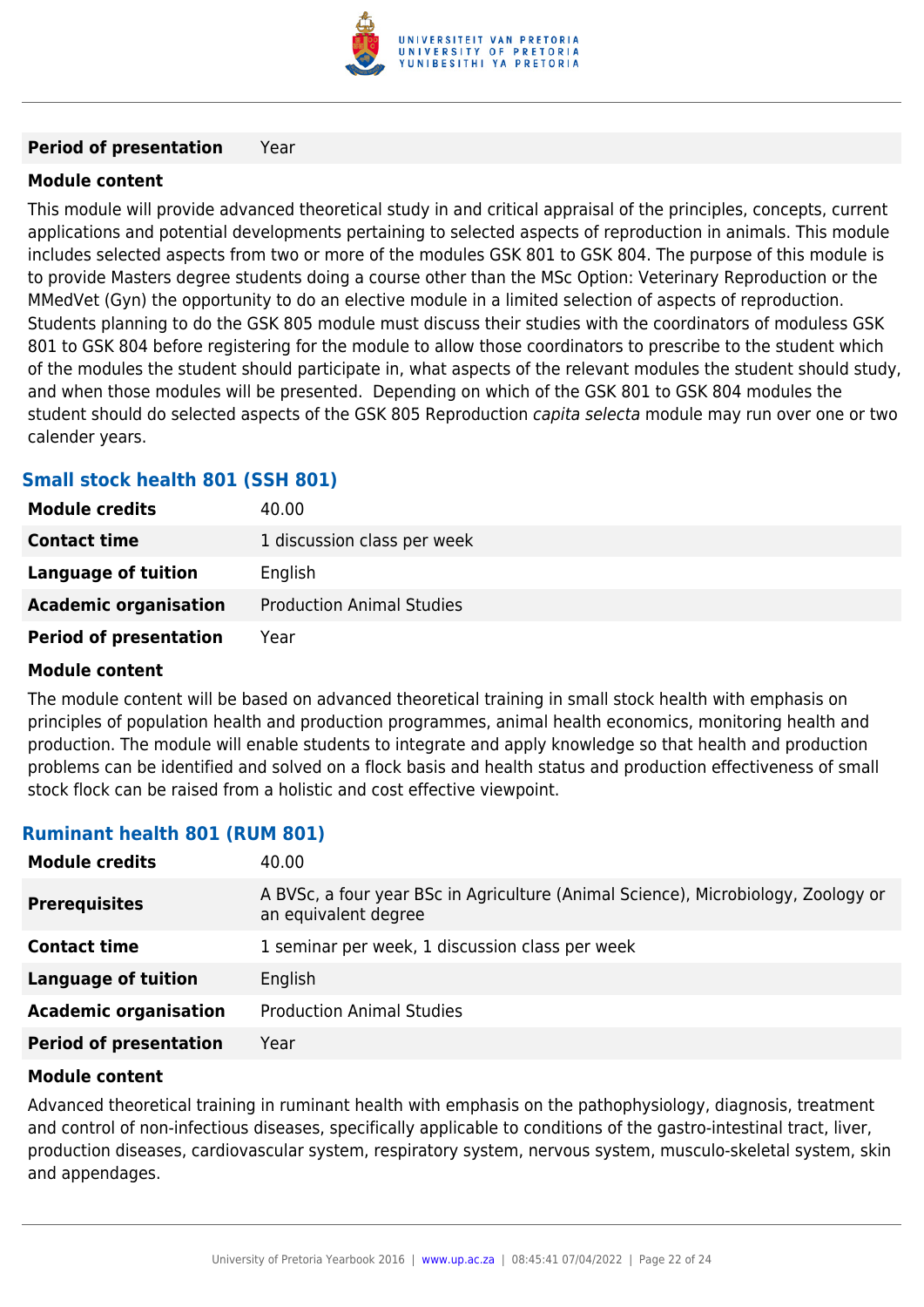| | |
|---|---|
| **Period of presentation** | Year |

**Module content**

This module will provide advanced theoretical study in and critical appraisal of the principles, concepts, current applications and potential developments pertaining to selected aspects of reproduction in animals. This module includes selected aspects from two or more of the modules GSK 801 to GSK 804. The purpose of this module is to provide Masters degree students doing a course other than the MSc Option: Veterinary Reproduction or the MMedVet (Gyn) the opportunity to do an elective module in a limited selection of aspects of reproduction. Students planning to do the GSK 805 module must discuss their studies with the coordinators of moduless GSK 801 to GSK 804 before registering for the module to allow those coordinators to prescribe to the student which of the modules the student should participate in, what aspects of the relevant modules the student should study, and when those modules will be presented. Depending on which of the GSK 801 to GSK 804 modules the student should do selected aspects of the GSK 805 Reproduction *capita selecta* module may run over one or two calender years.

### Small stock health 801 (SSH 801)

| | |
|---|---|
| **Module credits** | 40.00 |
| **Contact time** | 1 discussion class per week |
| **Language of tuition** | English |
| **Academic organisation** | Production Animal Studies |
| **Period of presentation** | Year |

**Module content**

The module content will be based on advanced theoretical training in small stock health with emphasis on principles of population health and production programmes, animal health economics, monitoring health and production. The module will enable students to integrate and apply knowledge so that health and production problems can be identified and solved on a flock basis and health status and production effectiveness of small stock flock can be raised from a holistic and cost effective viewpoint.

### Ruminant health 801 (RUM 801)

| | |
|---|---|
| **Module credits** | 40.00 |
| **Prerequisites** | A BVSc, a four year BSc in Agriculture (Animal Science), Microbiology, Zoology or an equivalent degree |
| **Contact time** | 1 seminar per week, 1 discussion class per week |
| **Language of tuition** | English |
| **Academic organisation** | Production Animal Studies |
| **Period of presentation** | Year |

**Module content**

Advanced theoretical training in ruminant health with emphasis on the pathophysiology, diagnosis, treatment and control of non-infectious diseases, specifically applicable to conditions of the gastro-intestinal tract, liver, production diseases, cardiovascular system, respiratory system, nervous system, musculo-skeletal system, skin and appendages.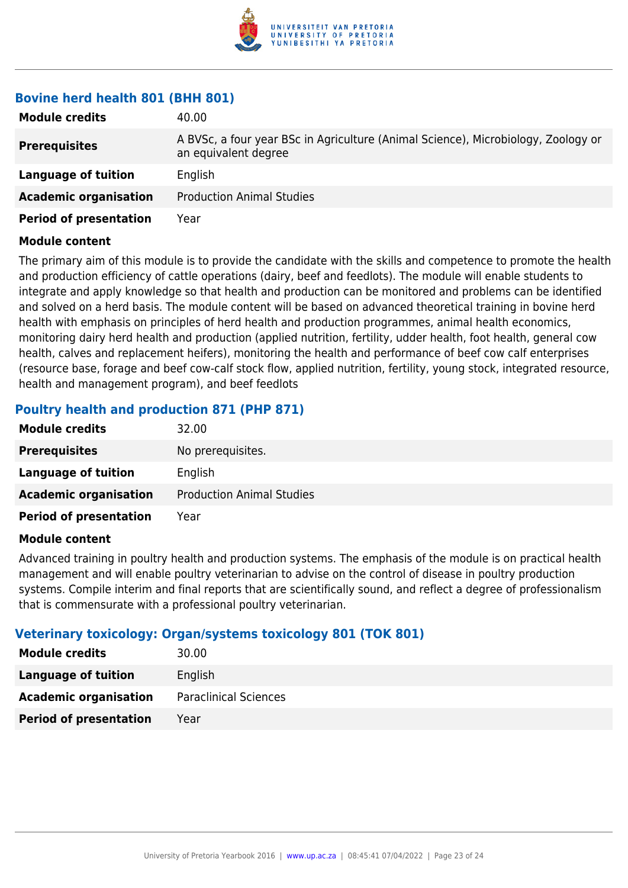### Bovine herd health 801 (BHH 801)

| | |
|---|---|
| **Module credits** | 40.00 |
| **Prerequisites** | A BVSc, a four year BSc in Agriculture (Animal Science), Microbiology, Zoology or an equivalent degree |
| **Language of tuition** | English |
| **Academic organisation** | Production Animal Studies |
| **Period of presentation** | Year |

**Module content**

The primary aim of this module is to provide the candidate with the skills and competence to promote the health and production efficiency of cattle operations (dairy, beef and feedlots). The module will enable students to integrate and apply knowledge so that health and production can be monitored and problems can be identified and solved on a herd basis. The module content will be based on advanced theoretical training in bovine herd health with emphasis on principles of herd health and production programmes, animal health economics, monitoring dairy herd health and production (applied nutrition, fertility, udder health, foot health, general cow health, calves and replacement heifers), monitoring the health and performance of beef cow calf enterprises (resource base, forage and beef cow-calf stock flow, applied nutrition, fertility, young stock, integrated resource, health and management program), and beef feedlots

### Poultry health and production 871 (PHP 871)

| | |
|---|---|
| **Module credits** | 32.00 |
| **Prerequisites** | No prerequisites. |
| **Language of tuition** | English |
| **Academic organisation** | Production Animal Studies |
| **Period of presentation** | Year |

**Module content**

Advanced training in poultry health and production systems. The emphasis of the module is on practical health management and will enable poultry veterinarian to advise on the control of disease in poultry production systems. Compile interim and final reports that are scientifically sound, and reflect a degree of professionalism that is commensurate with a professional poultry veterinarian.

### Veterinary toxicology: Organ/systems toxicology 801 (TOK 801)

| | |
|---|---|
| **Module credits** | 30.00 |
| **Language of tuition** | English |
| **Academic organisation** | Paraclinical Sciences |
| **Period of presentation** | Year |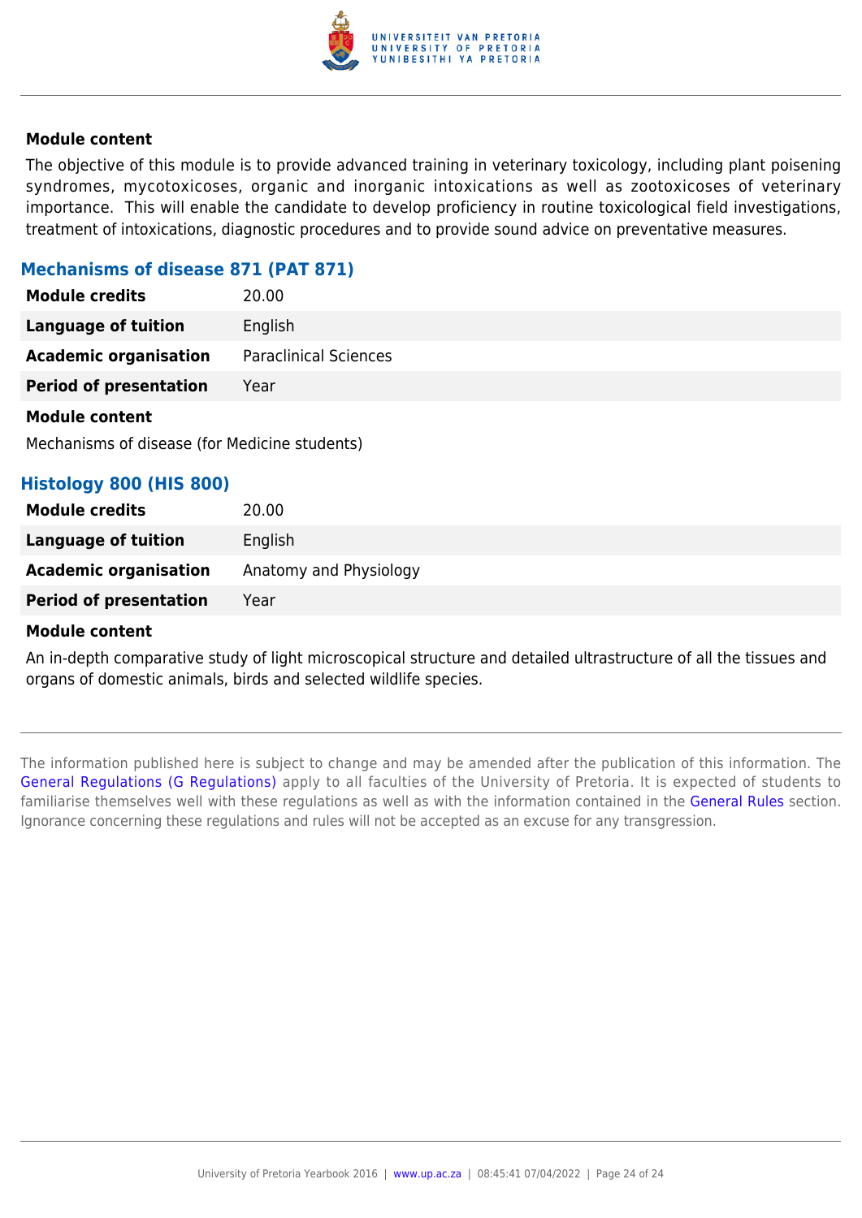**Module content**

The objective of this module is to provide advanced training in veterinary toxicology, including plant poisening syndromes, mycotoxicoses, organic and inorganic intoxications as well as zootoxicoses of veterinary importance.  This will enable the candidate to develop proficiency in routine toxicological field investigations, treatment of intoxications, diagnostic procedures and to provide sound advice on preventative measures.

### Mechanisms of disease 871 (PAT 871)

| | |
|---|---|
| **Module credits** | 20.00 |
| **Language of tuition** | English |
| **Academic organisation** | Paraclinical Sciences |
| **Period of presentation** | Year |

**Module content**

Mechanisms of disease (for Medicine students)

### Histology 800 (HIS 800)

| | |
|---|---|
| **Module credits** | 20.00 |
| **Language of tuition** | English |
| **Academic organisation** | Anatomy and Physiology |
| **Period of presentation** | Year |

**Module content**

An in-depth comparative study of light microscopical structure and detailed ultrastructure of all the tissues and organs of domestic animals, birds and selected wildlife species.

The information published here is subject to change and may be amended after the publication of this information. The General Regulations (G Regulations) apply to all faculties of the University of Pretoria. It is expected of students to familiarise themselves well with these regulations as well as with the information contained in the General Rules section. Ignorance concerning these regulations and rules will not be accepted as an excuse for any transgression.